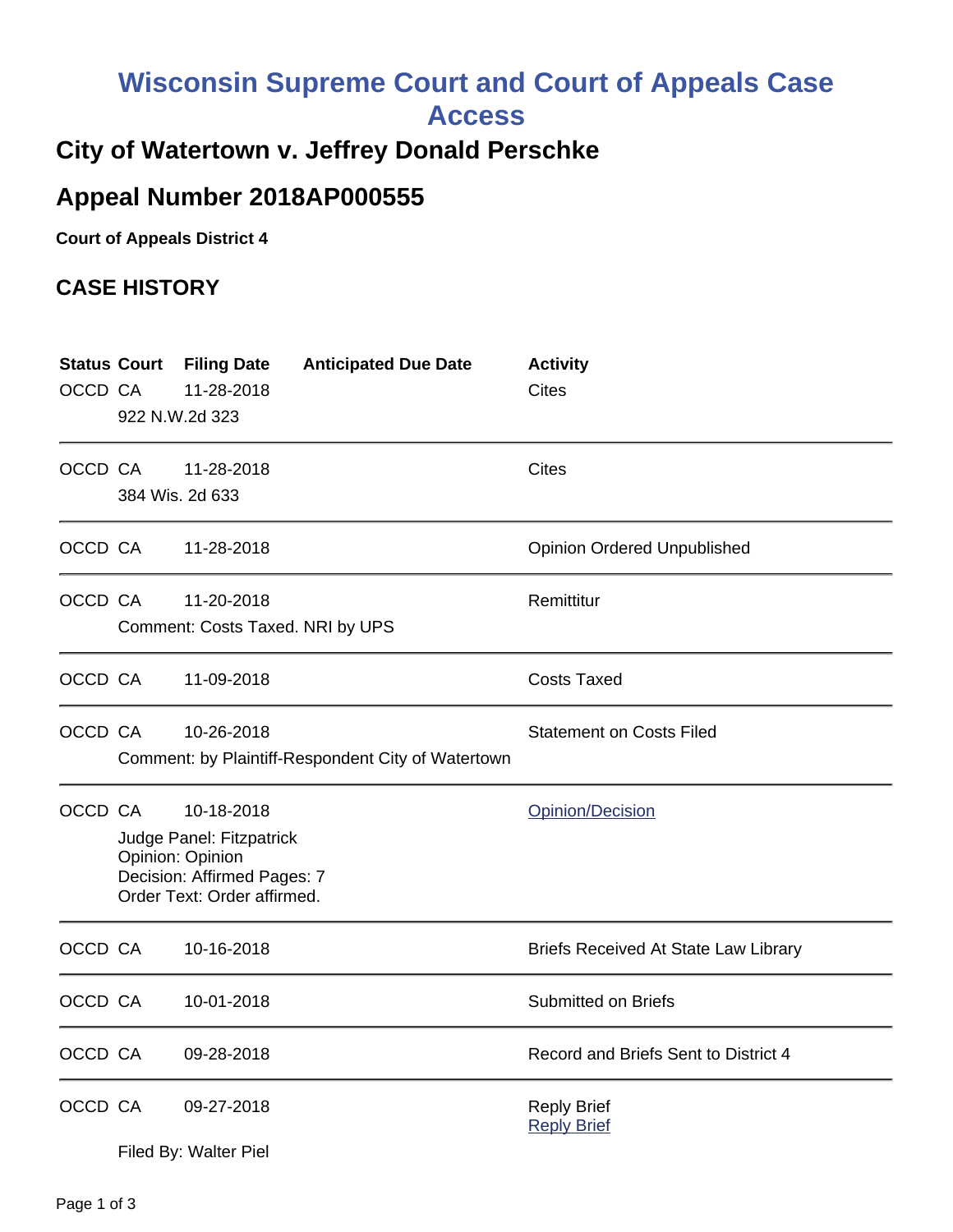# Wisconsin Supreme Court and Court of Appeals Case Access

## City of Watertown v. Jeffrey Donald Perschke

## Appeal Number 2018AP000555

**Court of Appeals District 4**

## CASE HISTORY

| Status | Court | Filing Date | Anticipated Due Date | Activity |
|---|---|---|---|---|
| OCCD | CA | 11-28-2018 | | Cites |
| | 922 N.W.2d 323 | | | |
| OCCD | CA | 11-28-2018 | | Cites |
| | 384 Wis. 2d 633 | | | |
| OCCD | CA | 11-28-2018 | | Opinion Ordered Unpublished |
| OCCD | CA | 11-20-2018 | | Remittitur |
| | Comment: Costs Taxed. NRI by UPS | | | |
| OCCD | CA | 11-09-2018 | | Costs Taxed |
| OCCD | CA | 10-26-2018 | | Statement on Costs Filed |
| | Comment: by Plaintiff-Respondent City of Watertown | | | |
| OCCD | CA | 10-18-2018 | | Opinion/Decision |
| | Judge Panel: Fitzpatrick<br>Opinion: Opinion<br>Decision: Affirmed Pages: 7<br>Order Text: Order affirmed. | | | |
| OCCD | CA | 10-16-2018 | | Briefs Received At State Law Library |
| OCCD | CA | 10-01-2018 | | Submitted on Briefs |
| OCCD | CA | 09-28-2018 | | Record and Briefs Sent to District 4 |
| OCCD | CA | 09-27-2018 | | Reply Brief<br>Reply Brief |
| | Filed By: Walter Piel | | | |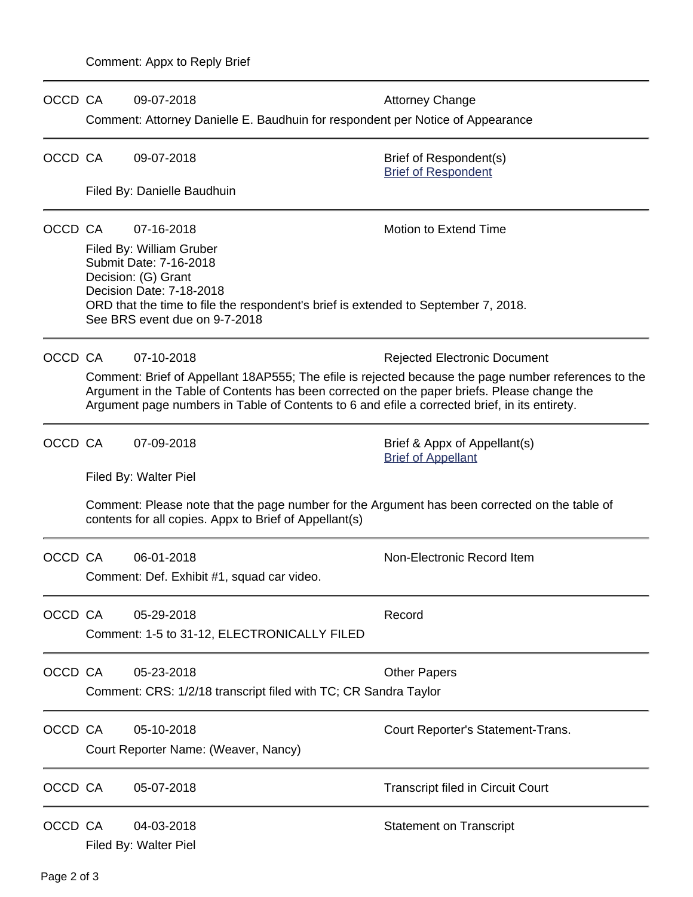Comment: Appx to Reply Brief

---

OCCD CA 09-07-2018 Attorney Change

Comment: Attorney Danielle E. Baudhuin for respondent per Notice of Appearance

---

OCCD CA 09-07-2018 Brief of Respondent(s)
[Brief of Respondent]

Filed By: Danielle Baudhuin

---

OCCD CA 07-16-2018 Motion to Extend Time

Filed By: William Gruber
Submit Date: 7-16-2018
Decision: (G) Grant
Decision Date: 7-18-2018
ORD that the time to file the respondent's brief is extended to September 7, 2018.
See BRS event due on 9-7-2018

---

OCCD CA 07-10-2018 Rejected Electronic Document

Comment: Brief of Appellant 18AP555; The efile is rejected because the page number references to the Argument in the Table of Contents has been corrected on the paper briefs. Please change the Argument page numbers in Table of Contents to 6 and efile a corrected brief, in its entirety.

---

OCCD CA 07-09-2018 Brief & Appx of Appellant(s)
[Brief of Appellant]

Filed By: Walter Piel

Comment: Please note that the page number for the Argument has been corrected on the table of contents for all copies. Appx to Brief of Appellant(s)

---

OCCD CA 06-01-2018 Non-Electronic Record Item

Comment: Def. Exhibit #1, squad car video.

---

OCCD CA 05-29-2018 Record

Comment: 1-5 to 31-12, ELECTRONICALLY FILED

---

OCCD CA 05-23-2018 Other Papers

Comment: CRS: 1/2/18 transcript filed with TC; CR Sandra Taylor

---

OCCD CA 05-10-2018 Court Reporter's Statement-Trans.

Court Reporter Name: (Weaver, Nancy)

---

OCCD CA 05-07-2018 Transcript filed in Circuit Court

---

OCCD CA 04-03-2018 Statement on Transcript

Filed By: Walter Piel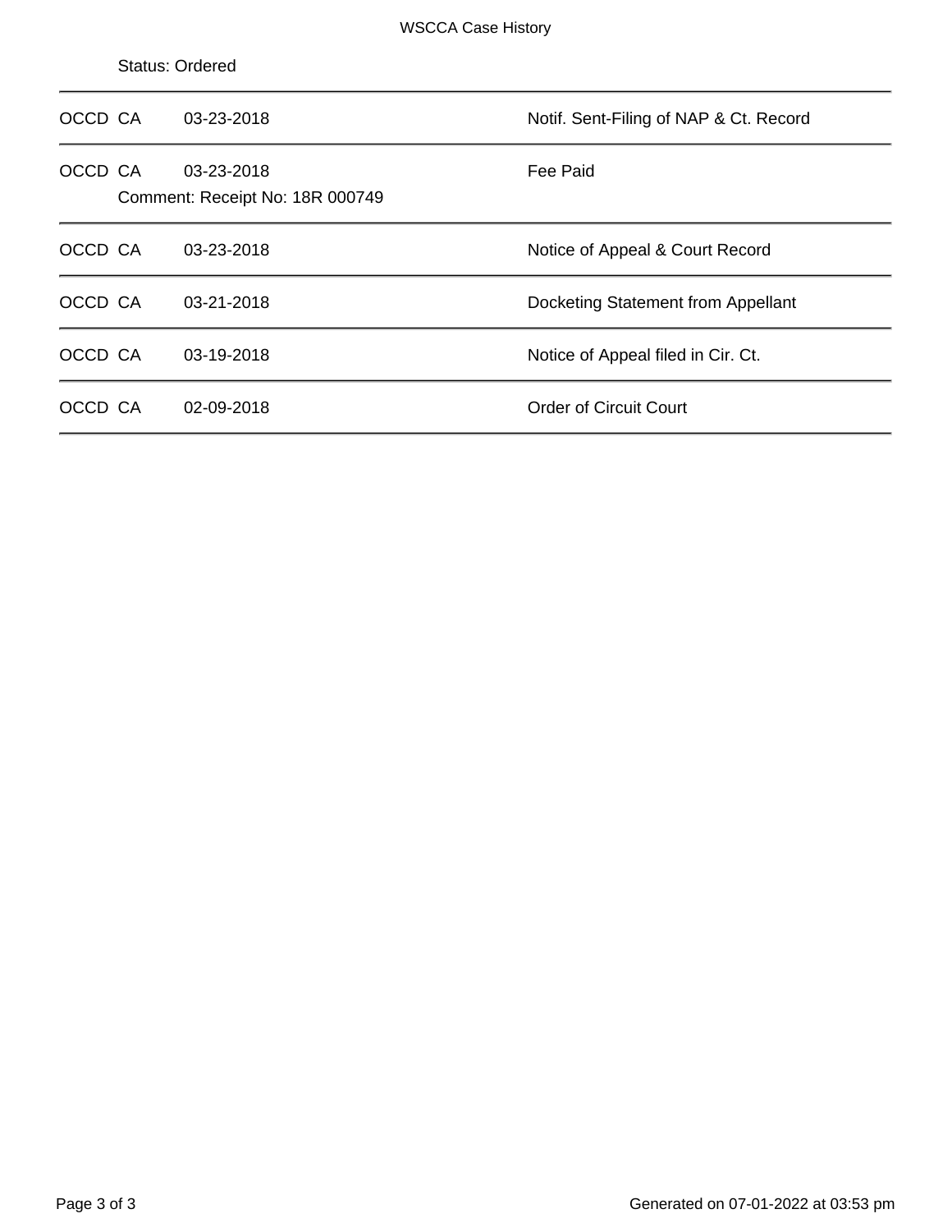Status: Ordered

| | | | |
|---|---|---|---|
| OCCD | CA | 03-23-2018 | Notif. Sent-Filing of NAP & Ct. Record |
| OCCD | CA | 03-23-2018<br>Comment: Receipt No: 18R 000749 | Fee Paid |
| OCCD | CA | 03-23-2018 | Notice of Appeal & Court Record |
| OCCD | CA | 03-21-2018 | Docketing Statement from Appellant |
| OCCD | CA | 03-19-2018 | Notice of Appeal filed in Cir. Ct. |
| OCCD | CA | 02-09-2018 | Order of Circuit Court |

Generated on 07-01-2022 at 03:53 pm